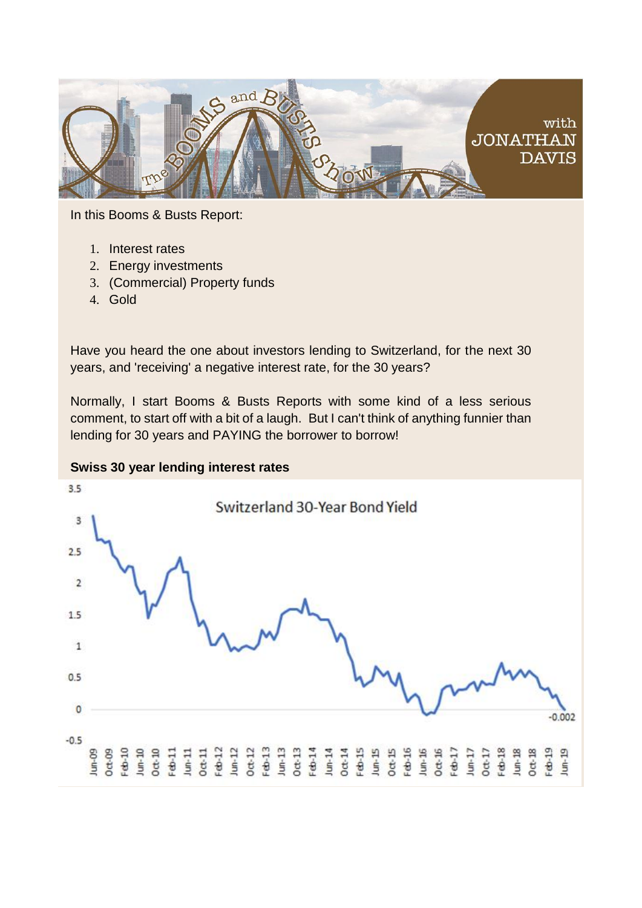In this Booms & Busts Report:

1. Interest rates
2. Energy investments
3. (Commercial) Property funds
4. Gold

Have you heard the one about investors lending to Switzerland, for the next 30 years, and 'receiving' a negative interest rate, for the 30 years?

Normally, I start Booms & Busts Reports with some kind of a less serious comment, to start off with a bit of a laugh. But I can't think of anything funnier than lending for 30 years and PAYING the borrower to borrow!

**Swiss 30 year lending interest rates**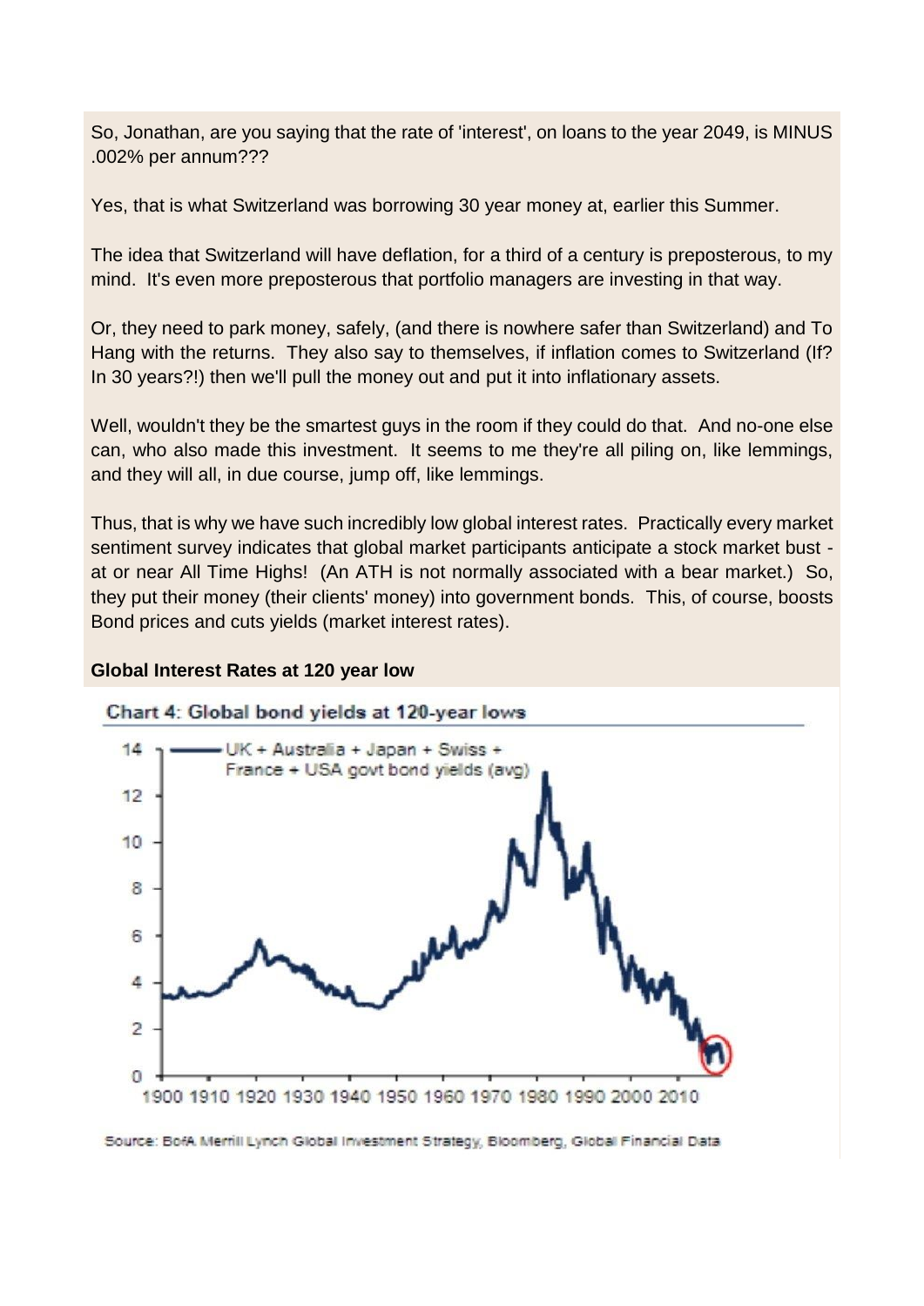So, Jonathan, are you saying that the rate of 'interest', on loans to the year 2049, is MINUS .002% per annum???

Yes, that is what Switzerland was borrowing 30 year money at, earlier this Summer.

The idea that Switzerland will have deflation, for a third of a century is preposterous, to my mind. It's even more preposterous that portfolio managers are investing in that way.

Or, they need to park money, safely, (and there is nowhere safer than Switzerland) and To Hang with the returns. They also say to themselves, if inflation comes to Switzerland (If? In 30 years?!) then we'll pull the money out and put it into inflationary assets.

Well, wouldn't they be the smartest guys in the room if they could do that. And no-one else can, who also made this investment. It seems to me they're all piling on, like lemmings, and they will all, in due course, jump off, like lemmings.

Thus, that is why we have such incredibly low global interest rates. Practically every market sentiment survey indicates that global market participants anticipate a stock market bust - at or near All Time Highs! (An ATH is not normally associated with a bear market.) So, they put their money (their clients' money) into government bonds. This, of course, boosts Bond prices and cuts yields (market interest rates).

**Global Interest Rates at 120 year low**

Chart 4: Global bond yields at 120-year lows

Source: BofA Merrill Lynch Global Investment Strategy, Bloomberg, Global Financial Data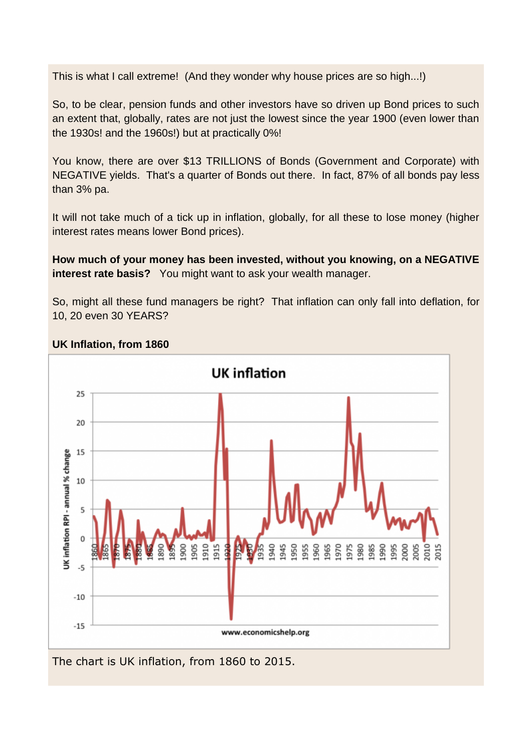This is what I call extreme! (And they wonder why house prices are so high...!)

So, to be clear, pension funds and other investors have so driven up Bond prices to such an extent that, globally, rates are not just the lowest since the year 1900 (even lower than the 1930s! and the 1960s!) but at practically 0%!

You know, there are over $13 TRILLIONS of Bonds (Government and Corporate) with NEGATIVE yields. That's a quarter of Bonds out there. In fact, 87% of all bonds pay less than 3% pa.

It will not take much of a tick up in inflation, globally, for all these to lose money (higher interest rates means lower Bond prices).

**How much of your money has been invested, without you knowing, on a NEGATIVE interest rate basis?** You might want to ask your wealth manager.

So, might all these fund managers be right? That inflation can only fall into deflation, for 10, 20 even 30 YEARS?

**UK Inflation, from 1860**

The chart is UK inflation, from 1860 to 2015.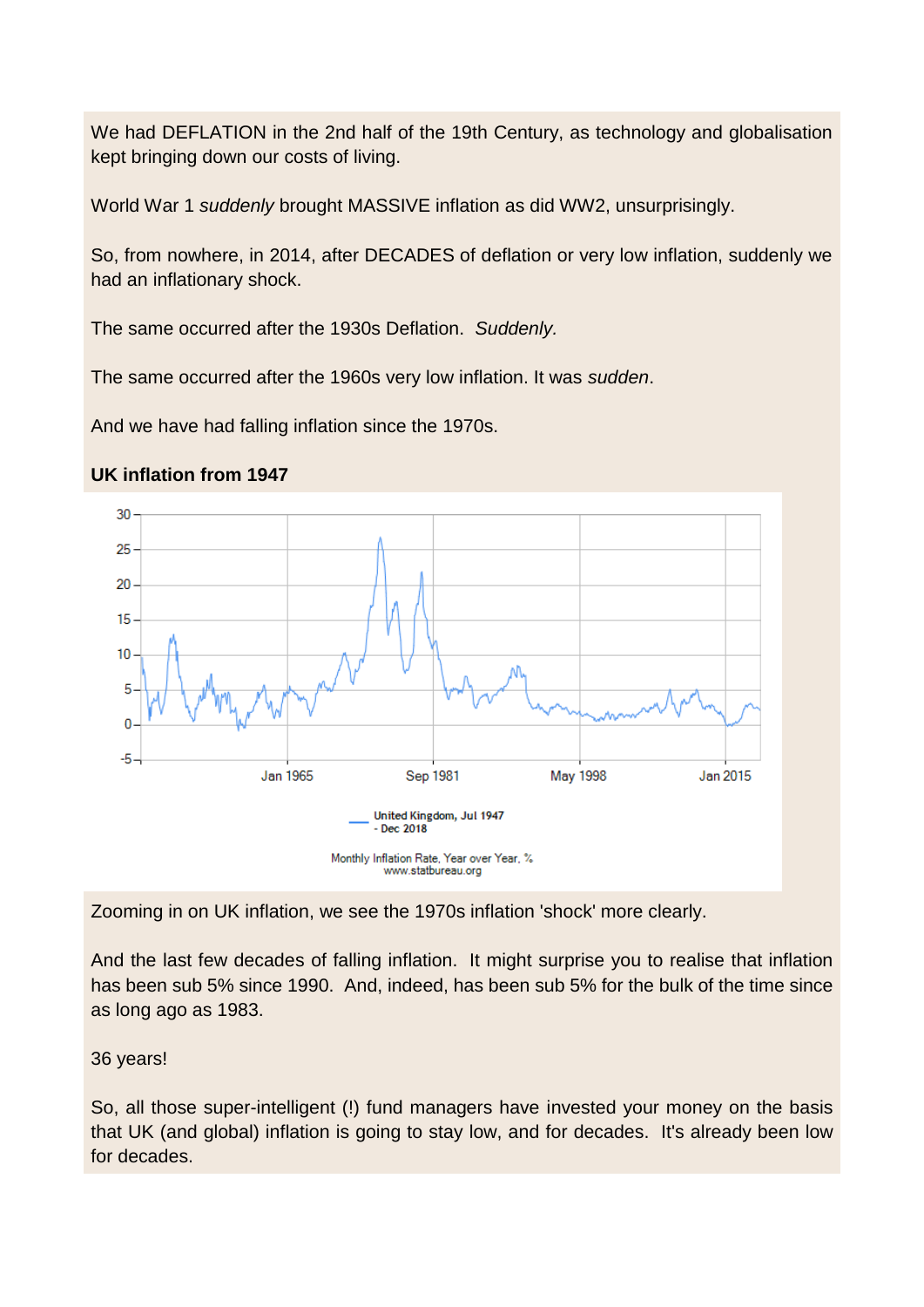We had DEFLATION in the 2nd half of the 19th Century, as technology and globalisation kept bringing down our costs of living.

World War 1 *suddenly* brought MASSIVE inflation as did WW2, unsurprisingly.

So, from nowhere, in 2014, after DECADES of deflation or very low inflation, suddenly we had an inflationary shock.

The same occurred after the 1930s Deflation. *Suddenly.*

The same occurred after the 1960s very low inflation. It was *sudden*.

And we have had falling inflation since the 1970s.

**UK inflation from 1947**

Zooming in on UK inflation, we see the 1970s inflation 'shock' more clearly.

And the last few decades of falling inflation. It might surprise you to realise that inflation has been sub 5% since 1990. And, indeed, has been sub 5% for the bulk of the time since as long ago as 1983.

36 years!

So, all those super-intelligent (!) fund managers have invested your money on the basis that UK (and global) inflation is going to stay low, and for decades. It's already been low for decades.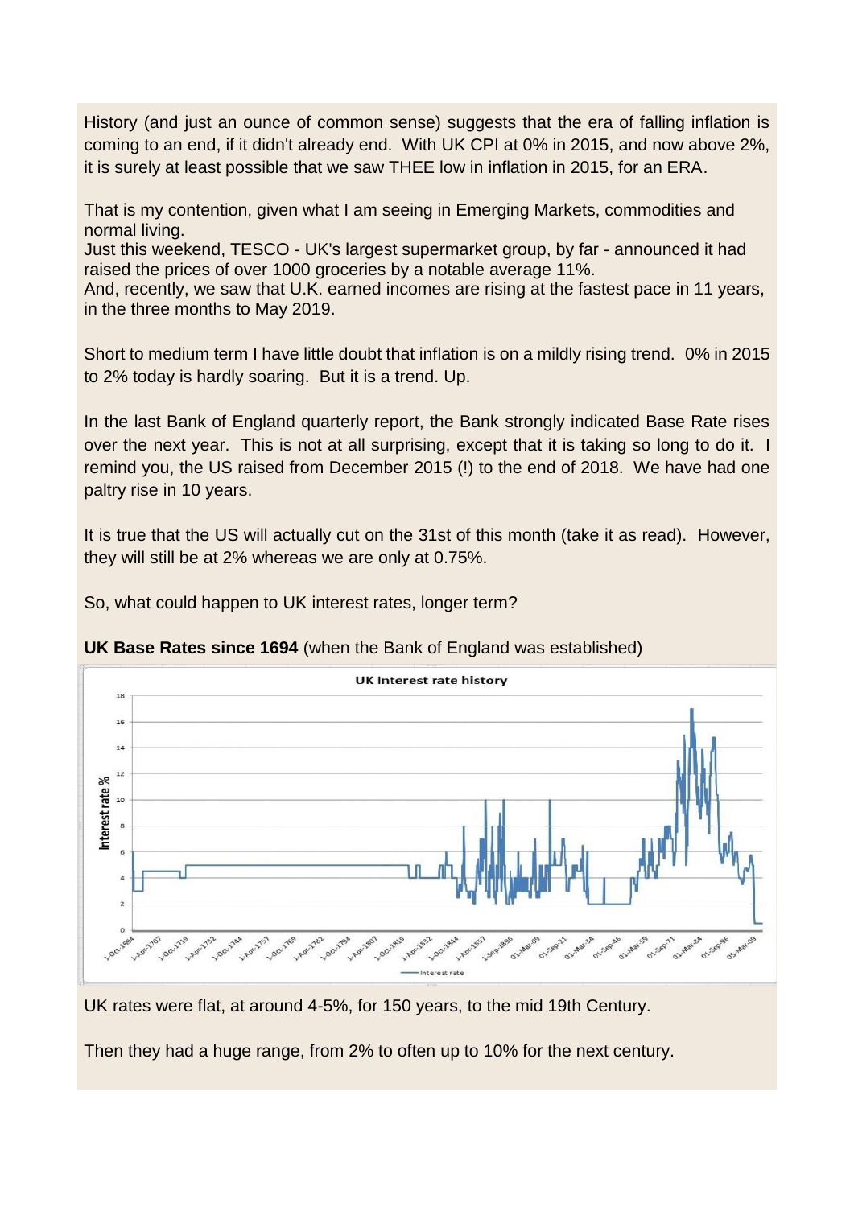History (and just an ounce of common sense) suggests that the era of falling inflation is coming to an end, if it didn't already end. With UK CPI at 0% in 2015, and now above 2%, it is surely at least possible that we saw THEE low in inflation in 2015, for an ERA.

That is my contention, given what I am seeing in Emerging Markets, commodities and normal living.
Just this weekend, TESCO - UK's largest supermarket group, by far - announced it had raised the prices of over 1000 groceries by a notable average 11%.
And, recently, we saw that U.K. earned incomes are rising at the fastest pace in 11 years, in the three months to May 2019.

Short to medium term I have little doubt that inflation is on a mildly rising trend. 0% in 2015 to 2% today is hardly soaring. But it is a trend. Up.

In the last Bank of England quarterly report, the Bank strongly indicated Base Rate rises over the next year. This is not at all surprising, except that it is taking so long to do it. I remind you, the US raised from December 2015 (!) to the end of 2018. We have had one paltry rise in 10 years.

It is true that the US will actually cut on the 31st of this month (take it as read). However, they will still be at 2% whereas we are only at 0.75%.

So, what could happen to UK interest rates, longer term?

**UK Base Rates since 1694** (when the Bank of England was established)

UK rates were flat, at around 4-5%, for 150 years, to the mid 19th Century.

Then they had a huge range, from 2% to often up to 10% for the next century.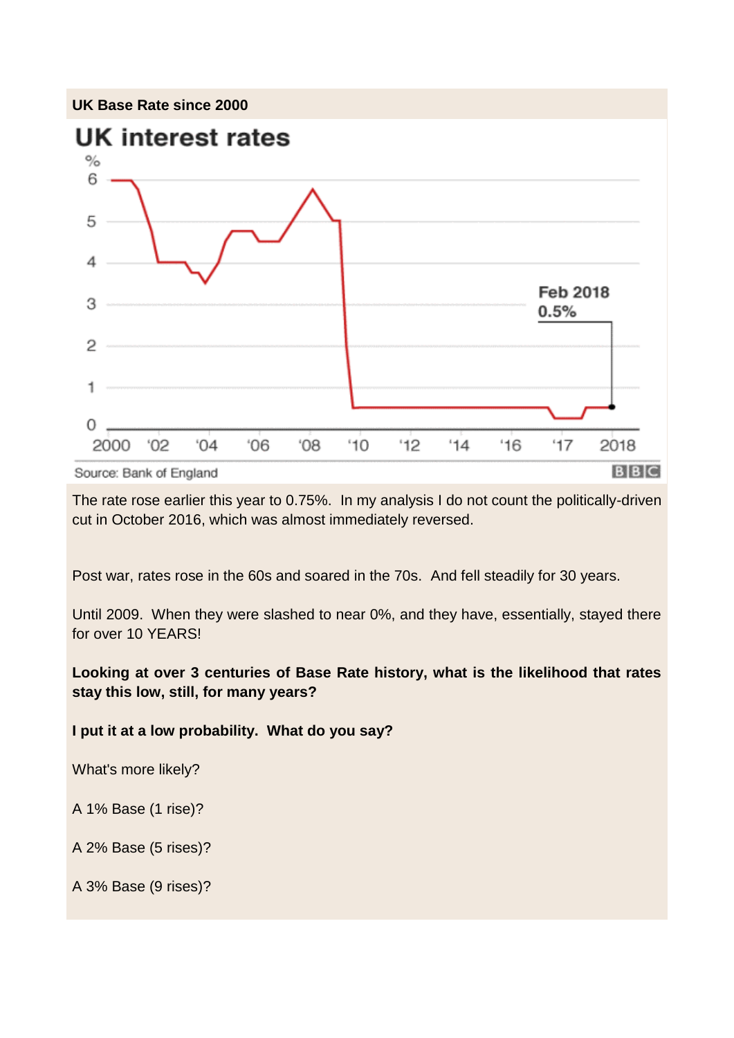**UK Base Rate since 2000**

UK interest rates

Source: Bank of England

The rate rose earlier this year to 0.75%. In my analysis I do not count the politically-driven cut in October 2016, which was almost immediately reversed.

Post war, rates rose in the 60s and soared in the 70s. And fell steadily for 30 years.

Until 2009. When they were slashed to near 0%, and they have, essentially, stayed there for over 10 YEARS!

**Looking at over 3 centuries of Base Rate history, what is the likelihood that rates stay this low, still, for many years?**

**I put it at a low probability. What do you say?**

What's more likely?

A 1% Base (1 rise)?

A 2% Base (5 rises)?

A 3% Base (9 rises)?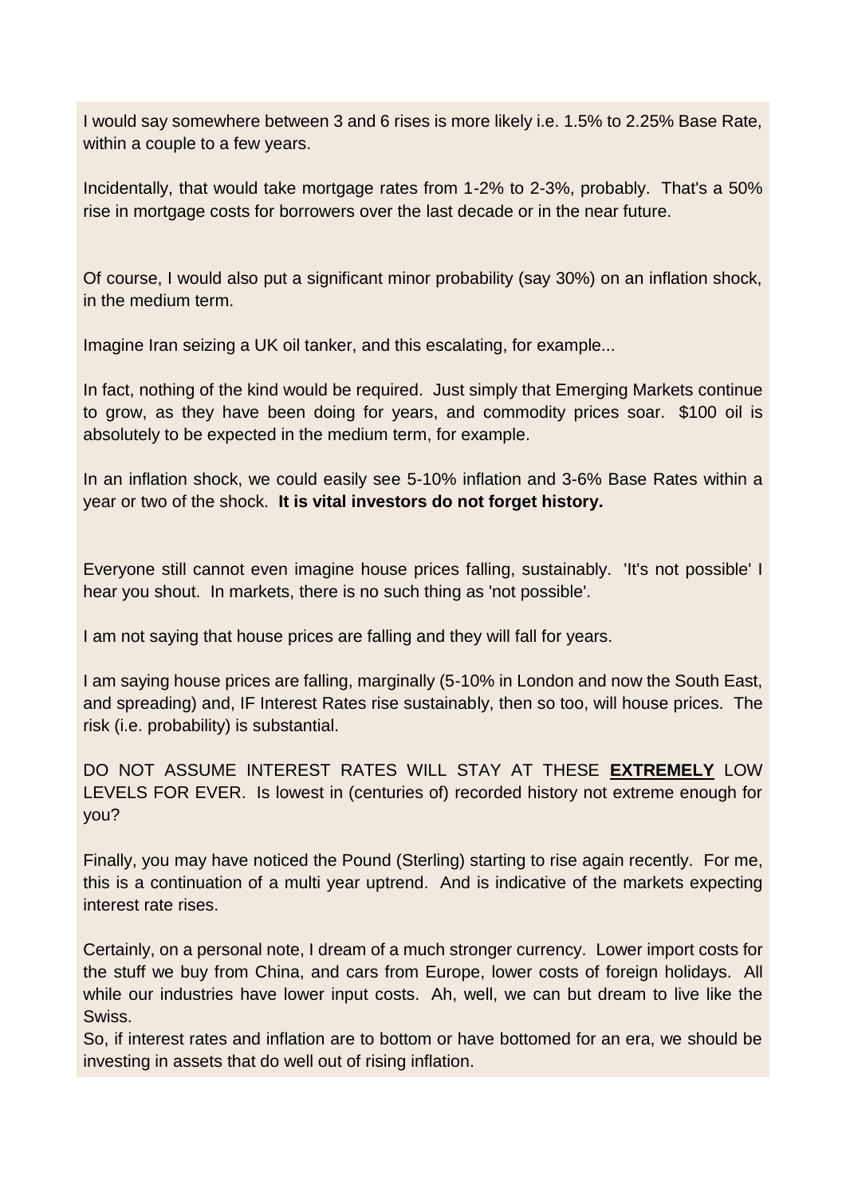I would say somewhere between 3 and 6 rises is more likely i.e. 1.5% to 2.25% Base Rate, within a couple to a few years.

Incidentally, that would take mortgage rates from 1-2% to 2-3%, probably. That's a 50% rise in mortgage costs for borrowers over the last decade or in the near future.

Of course, I would also put a significant minor probability (say 30%) on an inflation shock, in the medium term.

Imagine Iran seizing a UK oil tanker, and this escalating, for example...

In fact, nothing of the kind would be required. Just simply that Emerging Markets continue to grow, as they have been doing for years, and commodity prices soar. $100 oil is absolutely to be expected in the medium term, for example.

In an inflation shock, we could easily see 5-10% inflation and 3-6% Base Rates within a year or two of the shock. **It is vital investors do not forget history.**

Everyone still cannot even imagine house prices falling, sustainably. 'It's not possible' I hear you shout. In markets, there is no such thing as 'not possible'.

I am not saying that house prices are falling and they will fall for years.

I am saying house prices are falling, marginally (5-10% in London and now the South East, and spreading) and, IF Interest Rates rise sustainably, then so too, will house prices. The risk (i.e. probability) is substantial.

DO NOT ASSUME INTEREST RATES WILL STAY AT THESE <u>**EXTREMELY**</u> LOW LEVELS FOR EVER. Is lowest in (centuries of) recorded history not extreme enough for you?

Finally, you may have noticed the Pound (Sterling) starting to rise again recently. For me, this is a continuation of a multi year uptrend. And is indicative of the markets expecting interest rate rises.

Certainly, on a personal note, I dream of a much stronger currency. Lower import costs for the stuff we buy from China, and cars from Europe, lower costs of foreign holidays. All while our industries have lower input costs. Ah, well, we can but dream to live like the Swiss.

So, if interest rates and inflation are to bottom or have bottomed for an era, we should be investing in assets that do well out of rising inflation.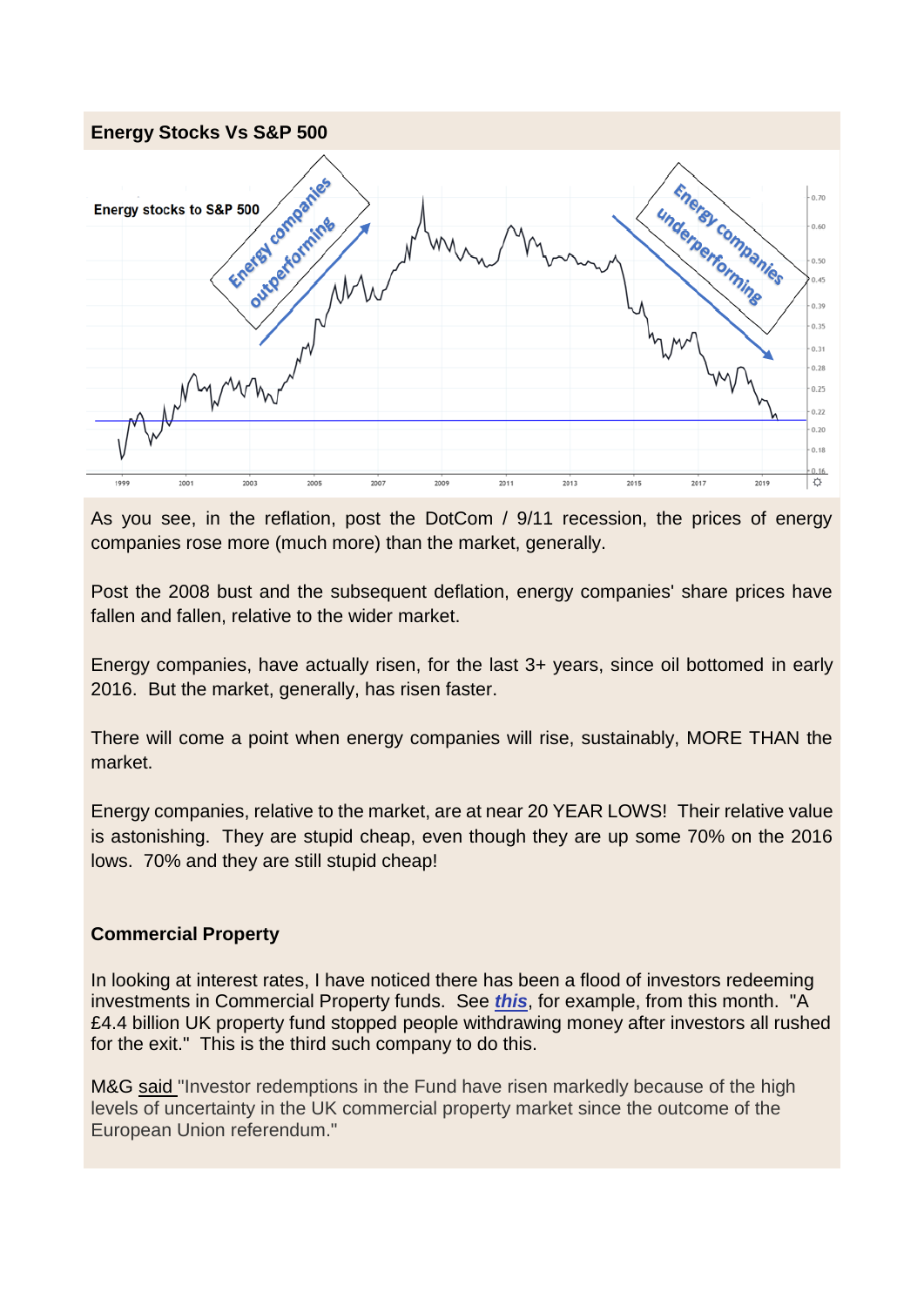**Energy Stocks Vs S&P 500**

As you see, in the reflation, post the DotCom / 9/11 recession, the prices of energy companies rose more (much more) than the market, generally.

Post the 2008 bust and the subsequent deflation, energy companies' share prices have fallen and fallen, relative to the wider market.

Energy companies, have actually risen, for the last 3+ years, since oil bottomed in early 2016. But the market, generally, has risen faster.

There will come a point when energy companies will rise, sustainably, MORE THAN the market.

Energy companies, relative to the market, are at near 20 YEAR LOWS! Their relative value is astonishing. They are stupid cheap, even though they are up some 70% on the 2016 lows. 70% and they are still stupid cheap!

**Commercial Property**

In looking at interest rates, I have noticed there has been a flood of investors redeeming investments in Commercial Property funds. See ***this***, for example, from this month. "A £4.4 billion UK property fund stopped people withdrawing money after investors all rushed for the exit." This is the third such company to do this.

M&G said "Investor redemptions in the Fund have risen markedly because of the high levels of uncertainty in the UK commercial property market since the outcome of the European Union referendum."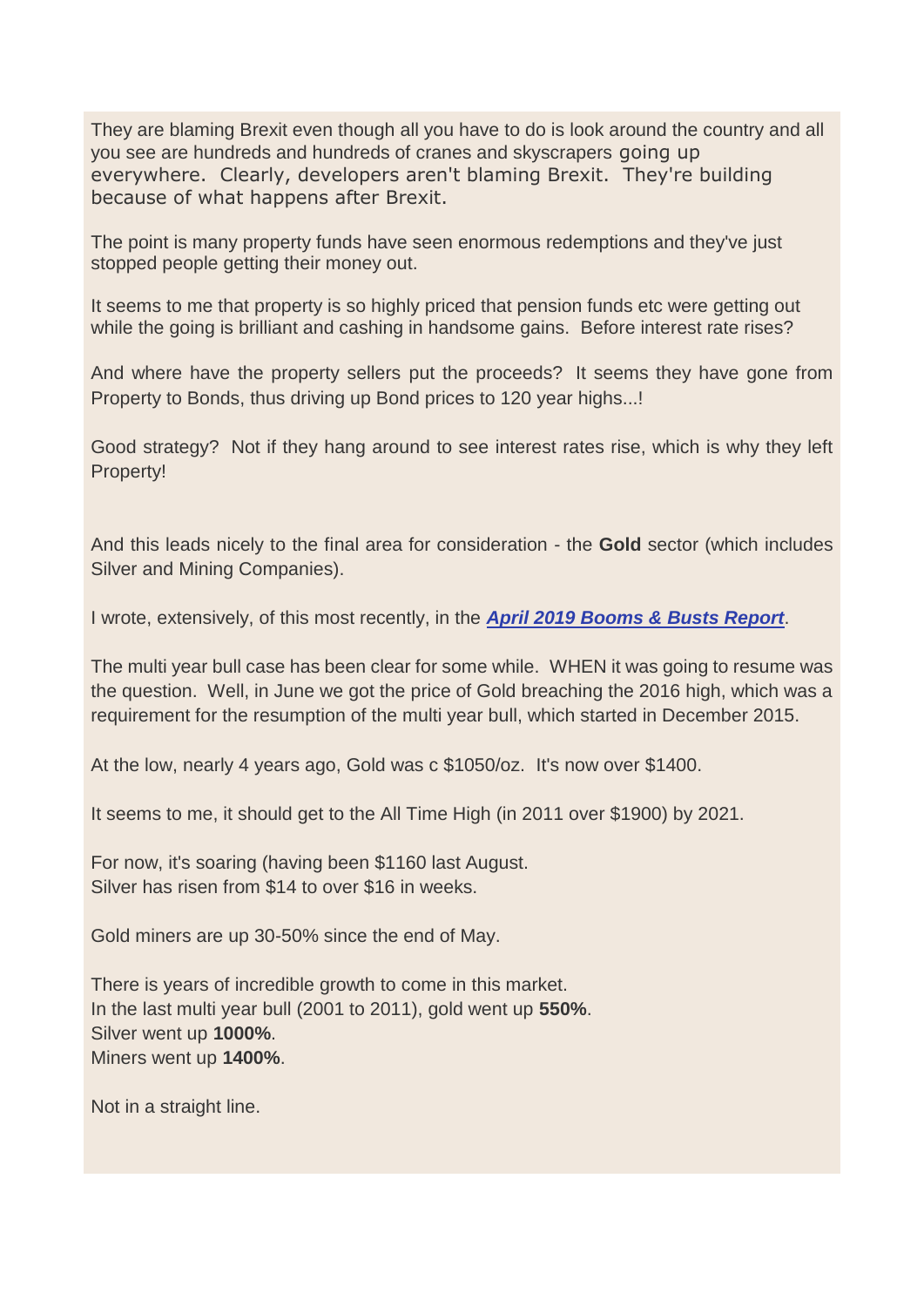They are blaming Brexit even though all you have to do is look around the country and all you see are hundreds and hundreds of cranes and skyscrapers going up everywhere. Clearly, developers aren't blaming Brexit. They're building because of what happens after Brexit.

The point is many property funds have seen enormous redemptions and they've just stopped people getting their money out.

It seems to me that property is so highly priced that pension funds etc were getting out while the going is brilliant and cashing in handsome gains. Before interest rate rises?

And where have the property sellers put the proceeds? It seems they have gone from Property to Bonds, thus driving up Bond prices to 120 year highs...!

Good strategy? Not if they hang around to see interest rates rise, which is why they left Property!

And this leads nicely to the final area for consideration - the **Gold** sector (which includes Silver and Mining Companies).

I wrote, extensively, of this most recently, in the ***April 2019 Booms & Busts Report***.

The multi year bull case has been clear for some while. WHEN it was going to resume was the question. Well, in June we got the price of Gold breaching the 2016 high, which was a requirement for the resumption of the multi year bull, which started in December 2015.

At the low, nearly 4 years ago, Gold was c $1050/oz. It's now over $1400.

It seems to me, it should get to the All Time High (in 2011 over $1900) by 2021.

For now, it's soaring (having been $1160 last August.
Silver has risen from $14 to over $16 in weeks.

Gold miners are up 30-50% since the end of May.

There is years of incredible growth to come in this market.
In the last multi year bull (2001 to 2011), gold went up **550%**.
Silver went up **1000%**.
Miners went up **1400%**.

Not in a straight line.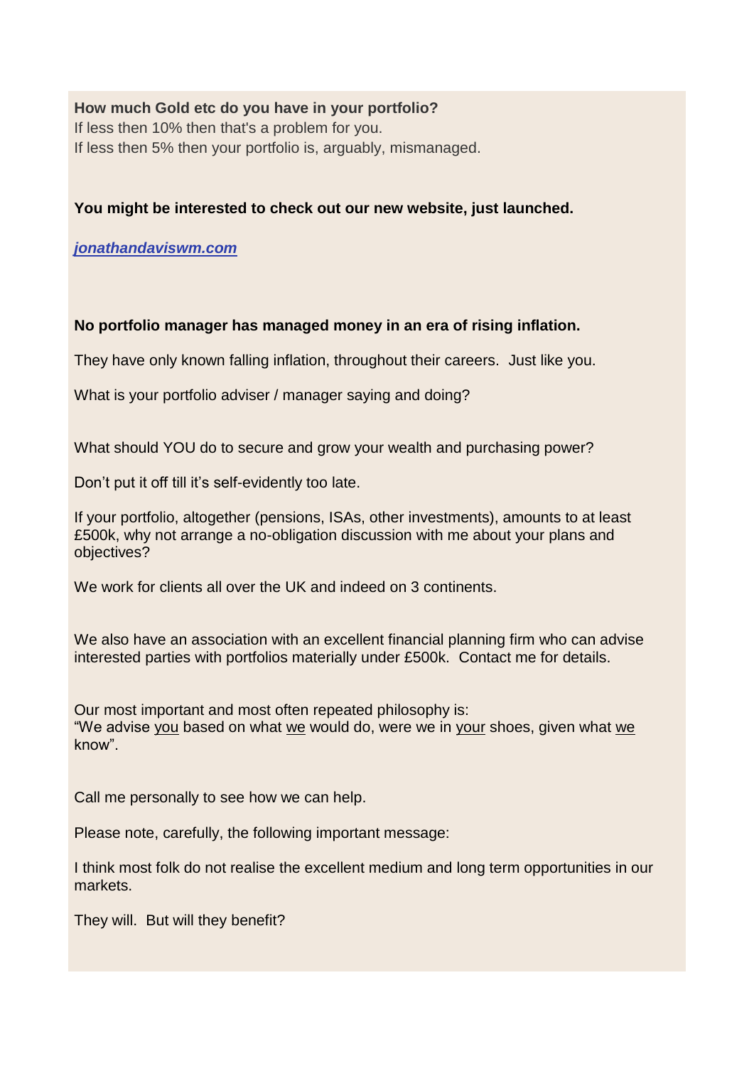**How much Gold etc do you have in your portfolio?**
If less then 10% then that's a problem for you.
If less then 5% then your portfolio is, arguably, mismanaged.

**You might be interested to check out our new website, just launched.**

***jonathandaviswm.com***

**No portfolio manager has managed money in an era of rising inflation.**

They have only known falling inflation, throughout their careers.  Just like you.

What is your portfolio adviser / manager saying and doing?

What should YOU do to secure and grow your wealth and purchasing power?

Don't put it off till it's self-evidently too late.

If your portfolio, altogether (pensions, ISAs, other investments), amounts to at least £500k, why not arrange a no-obligation discussion with me about your plans and objectives?

We work for clients all over the UK and indeed on 3 continents.

We also have an association with an excellent financial planning firm who can advise interested parties with portfolios materially under £500k.  Contact me for details.

Our most important and most often repeated philosophy is:
"We advise you based on what we would do, were we in your shoes, given what we know".

Call me personally to see how we can help.

Please note, carefully, the following important message:

I think most folk do not realise the excellent medium and long term opportunities in our markets.

They will.  But will they benefit?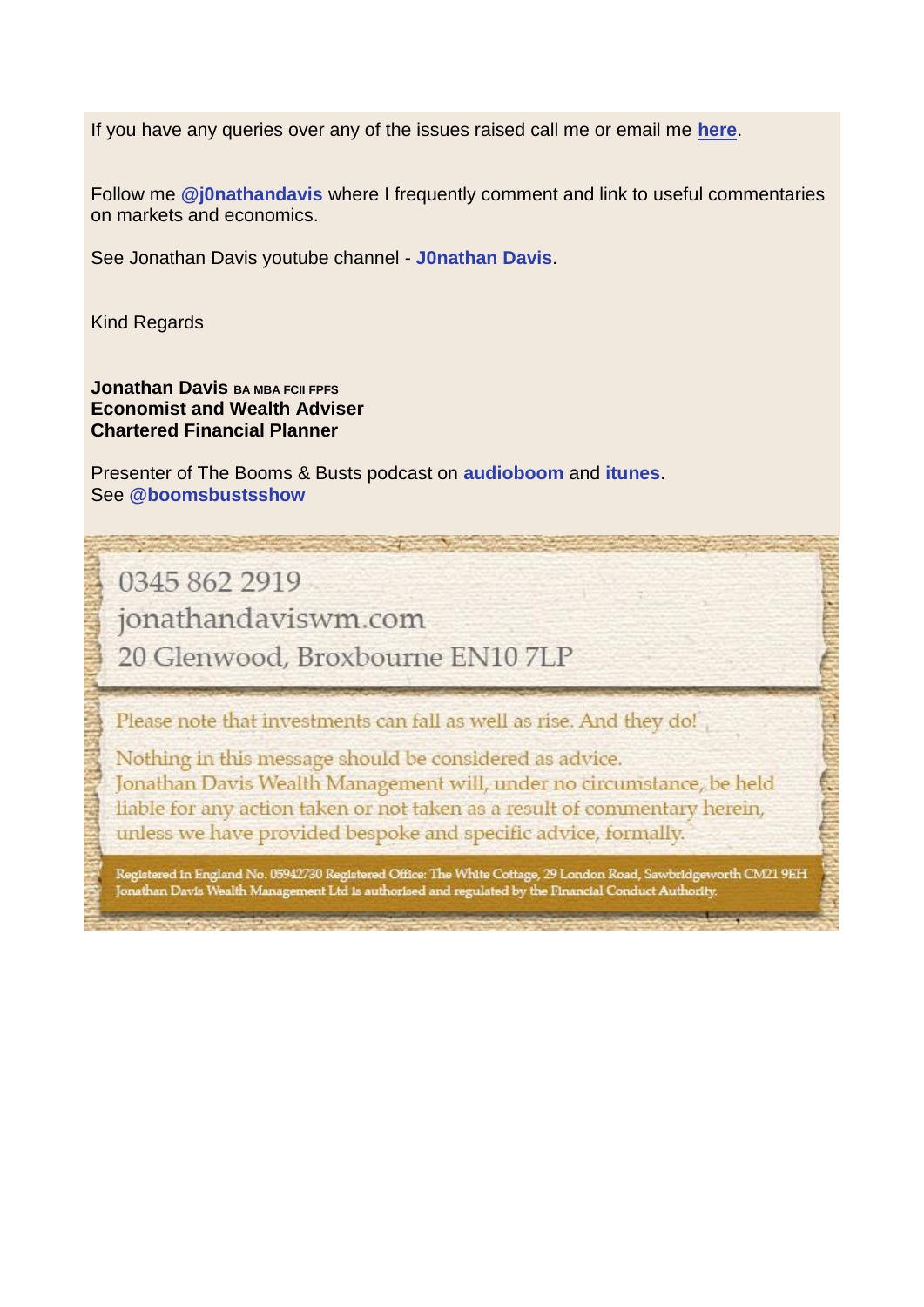If you have any queries over any of the issues raised call me or email me **here**.

Follow me **@j0nathandavis** where I frequently comment and link to useful commentaries on markets and economics.

See Jonathan Davis youtube channel - **J0nathan Davis**.

Kind Regards

**Jonathan Davis** **BA MBA FCII FPFS**
**Economist and Wealth Adviser**
**Chartered Financial Planner**

Presenter of The Booms & Busts podcast on **audioboom** and **itunes**.
See **@boomsbustsshow**

0345 862 2919
jonathandaviswm.com
20 Glenwood, Broxbourne EN10 7LP

Please note that investments can fall as well as rise. And they do!

Nothing in this message should be considered as advice.
Jonathan Davis Wealth Management will, under no circumstance, be held liable for any action taken or not taken as a result of commentary herein, unless we have provided bespoke and specific advice, formally.

Registered in England No. 05942730 Registered Office: The White Cottage, 29 London Road, Sawbridgeworth CM21 9EH
Jonathan Davis Wealth Management Ltd is authorised and regulated by the Financial Conduct Authority.